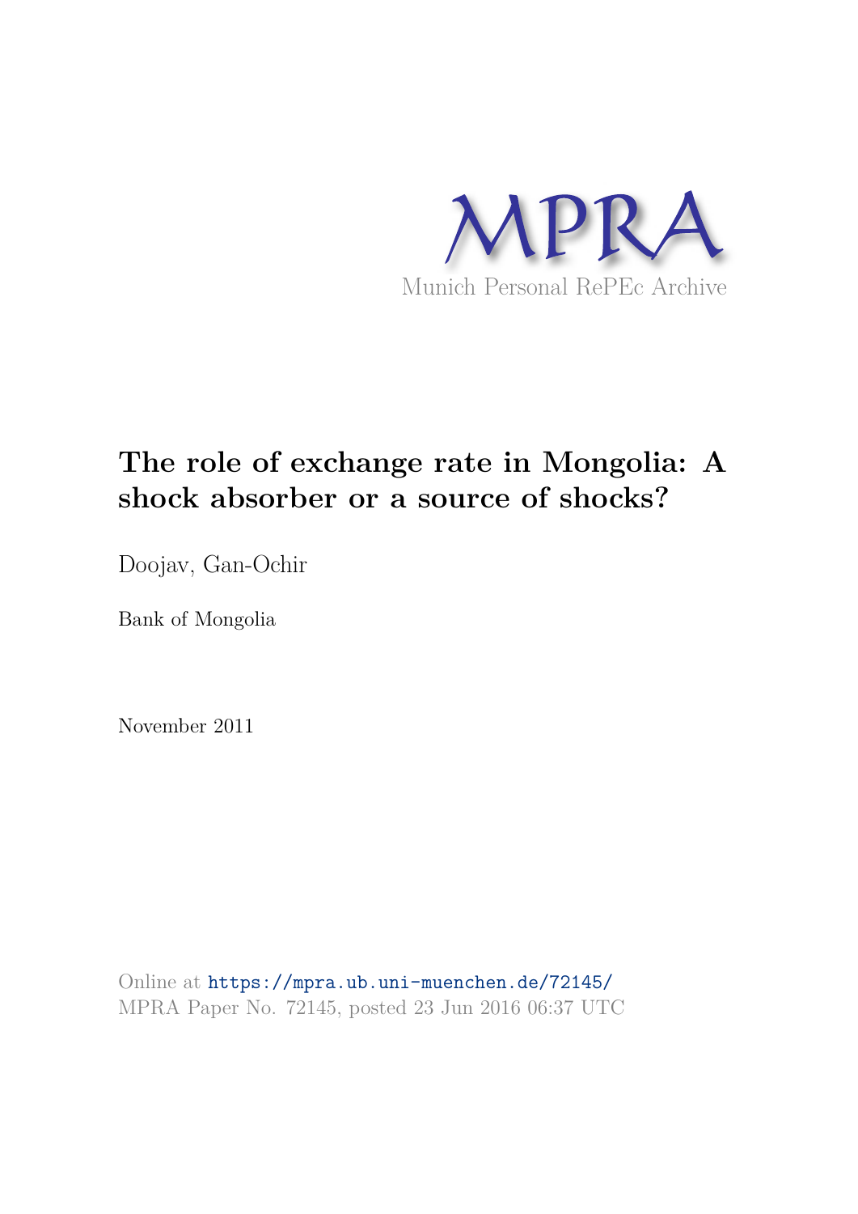MPRA

Munich Personal RePEc Archive

# The role of exchange rate in Mongolia: A shock absorber or a source of shocks?

Doojav, Gan-Ochir

Bank of Mongolia

November 2011

Online at https://mpra.ub.uni-muenchen.de/72145/
MPRA Paper No. 72145, posted 23 Jun 2016 06:37 UTC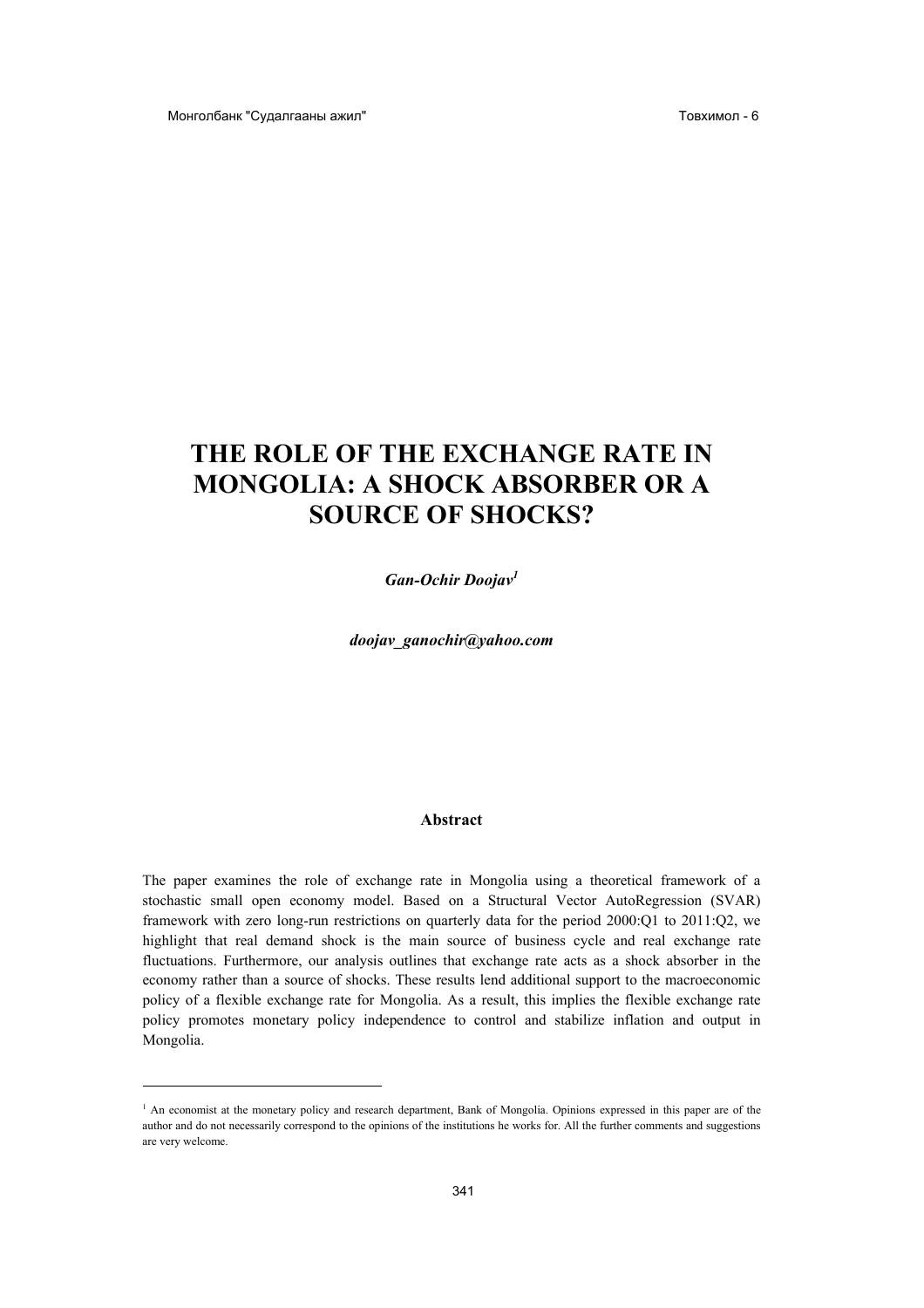# THE ROLE OF THE EXCHANGE RATE IN MONGOLIA: A SHOCK ABSORBER OR A SOURCE OF SHOCKS?

***Gan-Ochir Doojav*[1]**

***doojav_ganochir@yahoo.com***

**Abstract**

The paper examines the role of exchange rate in Mongolia using a theoretical framework of a stochastic small open economy model. Based on a Structural Vector AutoRegression (SVAR) framework with zero long-run restrictions on quarterly data for the period 2000:Q1 to 2011:Q2, we highlight that real demand shock is the main source of business cycle and real exchange rate fluctuations. Furthermore, our analysis outlines that exchange rate acts as a shock absorber in the economy rather than a source of shocks. These results lend additional support to the macroeconomic policy of a flexible exchange rate for Mongolia. As a result, this implies the flexible exchange rate policy promotes monetary policy independence to control and stabilize inflation and output in Mongolia.

---

[1] An economist at the monetary policy and research department, Bank of Mongolia. Opinions expressed in this paper are of the author and do not necessarily correspond to the opinions of the institutions he works for. All the further comments and suggestions are very welcome.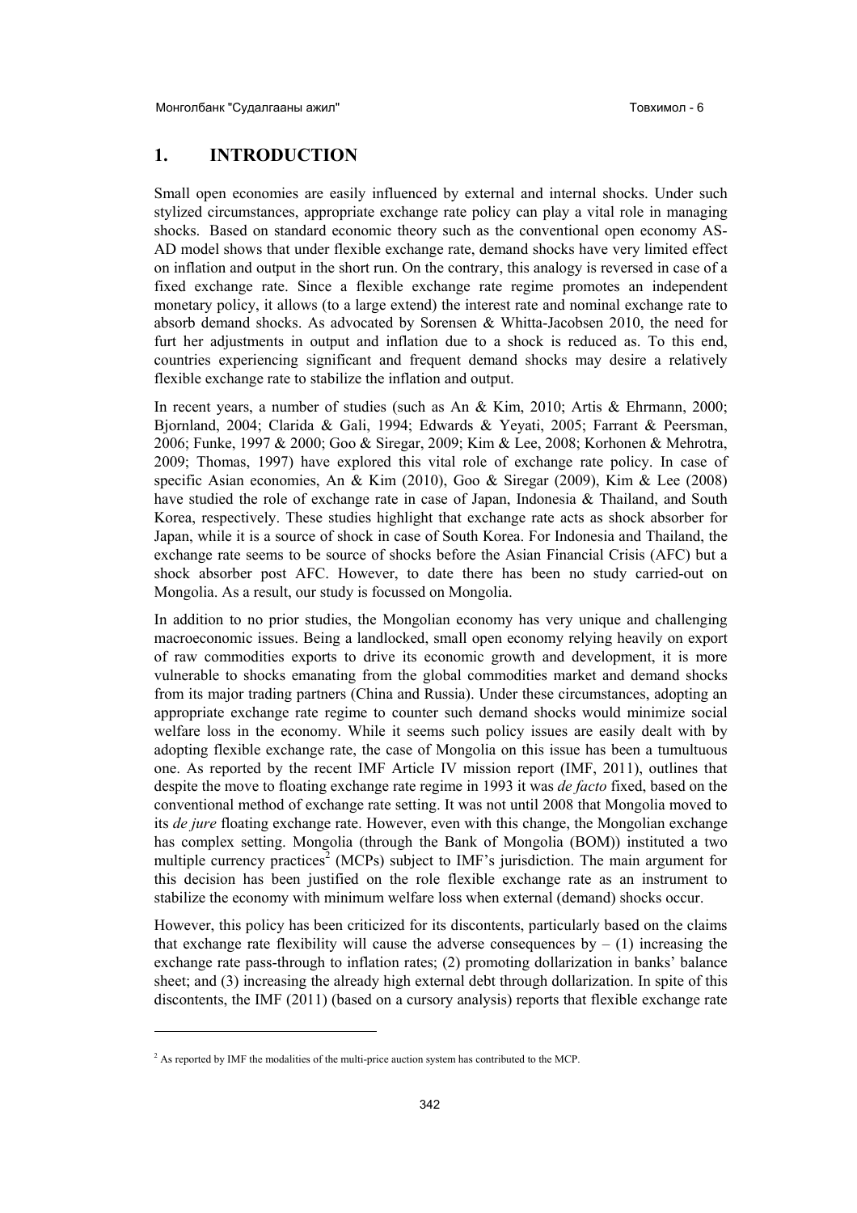# 1. INTRODUCTION

Small open economies are easily influenced by external and internal shocks. Under such stylized circumstances, appropriate exchange rate policy can play a vital role in managing shocks. Based on standard economic theory such as the conventional open economy AS-AD model shows that under flexible exchange rate, demand shocks have very limited effect on inflation and output in the short run. On the contrary, this analogy is reversed in case of a fixed exchange rate. Since a flexible exchange rate regime promotes an independent monetary policy, it allows (to a large extend) the interest rate and nominal exchange rate to absorb demand shocks. As advocated by Sorensen & Whitta-Jacobsen 2010, the need for furt her adjustments in output and inflation due to a shock is reduced as. To this end, countries experiencing significant and frequent demand shocks may desire a relatively flexible exchange rate to stabilize the inflation and output.

In recent years, a number of studies (such as An & Kim, 2010; Artis & Ehrmann, 2000; Bjornland, 2004; Clarida & Gali, 1994; Edwards & Yeyati, 2005; Farrant & Peersman, 2006; Funke, 1997 & 2000; Goo & Siregar, 2009; Kim & Lee, 2008; Korhonen & Mehrotra, 2009; Thomas, 1997) have explored this vital role of exchange rate policy. In case of specific Asian economies, An & Kim (2010), Goo & Siregar (2009), Kim & Lee (2008) have studied the role of exchange rate in case of Japan, Indonesia & Thailand, and South Korea, respectively. These studies highlight that exchange rate acts as shock absorber for Japan, while it is a source of shock in case of South Korea. For Indonesia and Thailand, the exchange rate seems to be source of shocks before the Asian Financial Crisis (AFC) but a shock absorber post AFC. However, to date there has been no study carried-out on Mongolia. As a result, our study is focussed on Mongolia.

In addition to no prior studies, the Mongolian economy has very unique and challenging macroeconomic issues. Being a landlocked, small open economy relying heavily on export of raw commodities exports to drive its economic growth and development, it is more vulnerable to shocks emanating from the global commodities market and demand shocks from its major trading partners (China and Russia). Under these circumstances, adopting an appropriate exchange rate regime to counter such demand shocks would minimize social welfare loss in the economy. While it seems such policy issues are easily dealt with by adopting flexible exchange rate, the case of Mongolia on this issue has been a tumultuous one. As reported by the recent IMF Article IV mission report (IMF, 2011), outlines that despite the move to floating exchange rate regime in 1993 it was *de facto* fixed, based on the conventional method of exchange rate setting. It was not until 2008 that Mongolia moved to its *de jure* floating exchange rate. However, even with this change, the Mongolian exchange has complex setting. Mongolia (through the Bank of Mongolia (BOM)) instituted a two multiple currency practices[2] (MCPs) subject to IMF's jurisdiction. The main argument for this decision has been justified on the role flexible exchange rate as an instrument to stabilize the economy with minimum welfare loss when external (demand) shocks occur.

However, this policy has been criticized for its discontents, particularly based on the claims that exchange rate flexibility will cause the adverse consequences by – (1) increasing the exchange rate pass-through to inflation rates; (2) promoting dollarization in banks' balance sheet; and (3) increasing the already high external debt through dollarization. In spite of this discontents, the IMF (2011) (based on a cursory analysis) reports that flexible exchange rate

---

[2] As reported by IMF the modalities of the multi-price auction system has contributed to the MCP.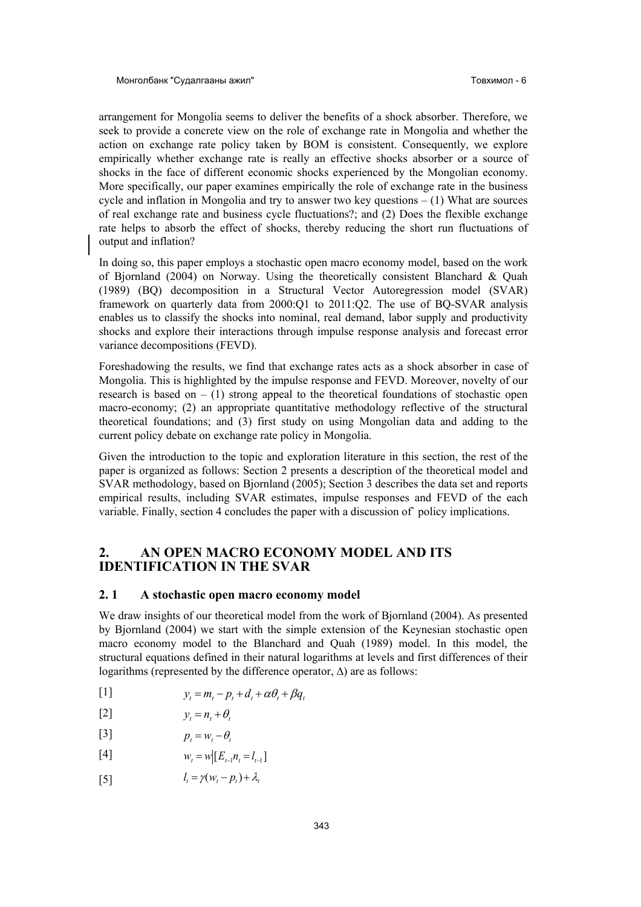arrangement for Mongolia seems to deliver the benefits of a shock absorber. Therefore, we seek to provide a concrete view on the role of exchange rate in Mongolia and whether the action on exchange rate policy taken by BOM is consistent. Consequently, we explore empirically whether exchange rate is really an effective shocks absorber or a source of shocks in the face of different economic shocks experienced by the Mongolian economy. More specifically, our paper examines empirically the role of exchange rate in the business cycle and inflation in Mongolia and try to answer two key questions – (1) What are sources of real exchange rate and business cycle fluctuations?; and (2) Does the flexible exchange rate helps to absorb the effect of shocks, thereby reducing the short run fluctuations of output and inflation?

In doing so, this paper employs a stochastic open macro economy model, based on the work of Bjornland (2004) on Norway. Using the theoretically consistent Blanchard & Quah (1989) (BQ) decomposition in a Structural Vector Autoregression model (SVAR) framework on quarterly data from 2000:Q1 to 2011:Q2. The use of BQ-SVAR analysis enables us to classify the shocks into nominal, real demand, labor supply and productivity shocks and explore their interactions through impulse response analysis and forecast error variance decompositions (FEVD).

Foreshadowing the results, we find that exchange rates acts as a shock absorber in case of Mongolia. This is highlighted by the impulse response and FEVD. Moreover, novelty of our research is based on – (1) strong appeal to the theoretical foundations of stochastic open macro-economy; (2) an appropriate quantitative methodology reflective of the structural theoretical foundations; and (3) first study on using Mongolian data and adding to the current policy debate on exchange rate policy in Mongolia.

Given the introduction to the topic and exploration literature in this section, the rest of the paper is organized as follows: Section 2 presents a description of the theoretical model and SVAR methodology, based on Bjornland (2005); Section 3 describes the data set and reports empirical results, including SVAR estimates, impulse responses and FEVD of the each variable. Finally, section 4 concludes the paper with a discussion of policy implications.

## 2. AN OPEN MACRO ECONOMY MODEL AND ITS IDENTIFICATION IN THE SVAR

### 2. 1 A stochastic open macro economy model

We draw insights of our theoretical model from the work of Bjornland (2004). As presented by Bjornland (2004) we start with the simple extension of the Keynesian stochastic open macro economy model to the Blanchard and Quah (1989) model. In this model, the structural equations defined in their natural logarithms at levels and first differences of their logarithms (represented by the difference operator, Δ) are as follows:

$$[1] \qquad y_t = m_t - p_t + d_t + \alpha\theta_t + \beta q_t$$

$$[2] \qquad y_t = n_t + \theta_t$$

$$[3] \qquad p_t = w_t - \theta_t$$

$$[4] \qquad w_t = w\left[\left[E_{t-1}n_t = l_{t-1}\right]\right.$$

$$[5] \qquad l_t = \gamma(w_t - p_t) + \lambda_t$$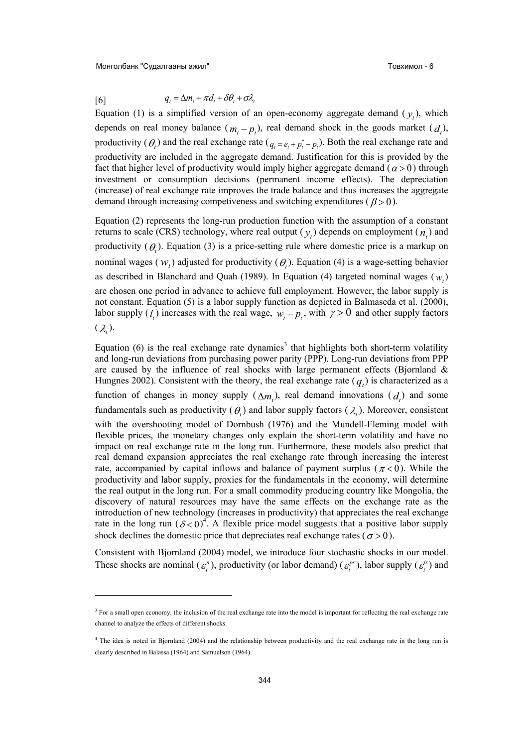$$[6] \qquad q_t = \Delta m_t + \pi d_t + \delta \theta_t + \sigma \lambda_t$$

Equation (1) is a simplified version of an open-economy aggregate demand ($y_t$), which depends on real money balance ($m_t - p_t$), real demand shock in the goods market ($d_t$), productivity ($\theta_t$) and the real exchange rate ($q_t = e_t + p_t^* - p_t$). Both the real exchange rate and productivity are included in the aggregate demand. Justification for this is provided by the fact that higher level of productivity would imply higher aggregate demand ($\alpha > 0$) through investment or consumption decisions (permanent income effects). The depreciation (increase) of real exchange rate improves the trade balance and thus increases the aggregate demand through increasing competiveness and switching expenditures ($\beta > 0$).

Equation (2) represents the long-run production function with the assumption of a constant returns to scale (CRS) technology, where real output ($y_t$) depends on employment ($n_t$) and productivity ($\theta_t$). Equation (3) is a price-setting rule where domestic price is a markup on nominal wages ($w_t$) adjusted for productivity ($\theta_t$). Equation (4) is a wage-setting behavior as described in Blanchard and Quah (1989). In Equation (4) targeted nominal wages ($w_t$) are chosen one period in advance to achieve full employment. However, the labor supply is not constant. Equation (5) is a labor supply function as depicted in Balmaseda et al. (2000), labor supply ($l_t$) increases with the real wage, $w_t - p_t$, with $\gamma > 0$ and other supply factors ($\lambda_t$).

Equation (6) is the real exchange rate dynamics[3] that highlights both short-term volatility and long-run deviations from purchasing power parity (PPP). Long-run deviations from PPP are caused by the influence of real shocks with large permanent effects (Bjornland & Hungnes 2002). Consistent with the theory, the real exchange rate ($q_t$) is characterized as a function of changes in money supply ($\Delta m_t$), real demand innovations ($d_t$) and some fundamentals such as productivity ($\theta_t$) and labor supply factors ($\lambda_t$). Moreover, consistent with the overshooting model of Dornbush (1976) and the Mundell-Fleming model with flexible prices, the monetary changes only explain the short-term volatility and have no impact on real exchange rate in the long run. Furthermore, these models also predict that real demand expansion appreciates the real exchange rate through increasing the interest rate, accompanied by capital inflows and balance of payment surplus ($\pi < 0$). While the productivity and labor supply, proxies for the fundamentals in the economy, will determine the real output in the long run. For a small commodity producing country like Mongolia, the discovery of natural resources may have the same effects on the exchange rate as the introduction of new technology (increases in productivity) that appreciates the real exchange rate in the long run ($\delta < 0$)[4]. A flexible price model suggests that a positive labor supply shock declines the domestic price that depreciates real exchange rates ($\sigma > 0$).

Consistent with Bjornland (2004) model, we introduce four stochastic shocks in our model. These shocks are nominal ($\varepsilon_t^n$), productivity (or labor demand) ($\varepsilon_t^{pr}$), labor supply ($\varepsilon_t^{ls}$) and

---

[3] For a small open economy, the inclusion of the real exchange rate into the model is important for reflecting the real exchange rate channel to analyze the effects of different shocks.

[4] The idea is noted in Bjornland (2004) and the relationship between productivity and the real exchange rate in the long run is clearly described in Balassa (1964) and Samuelson (1964).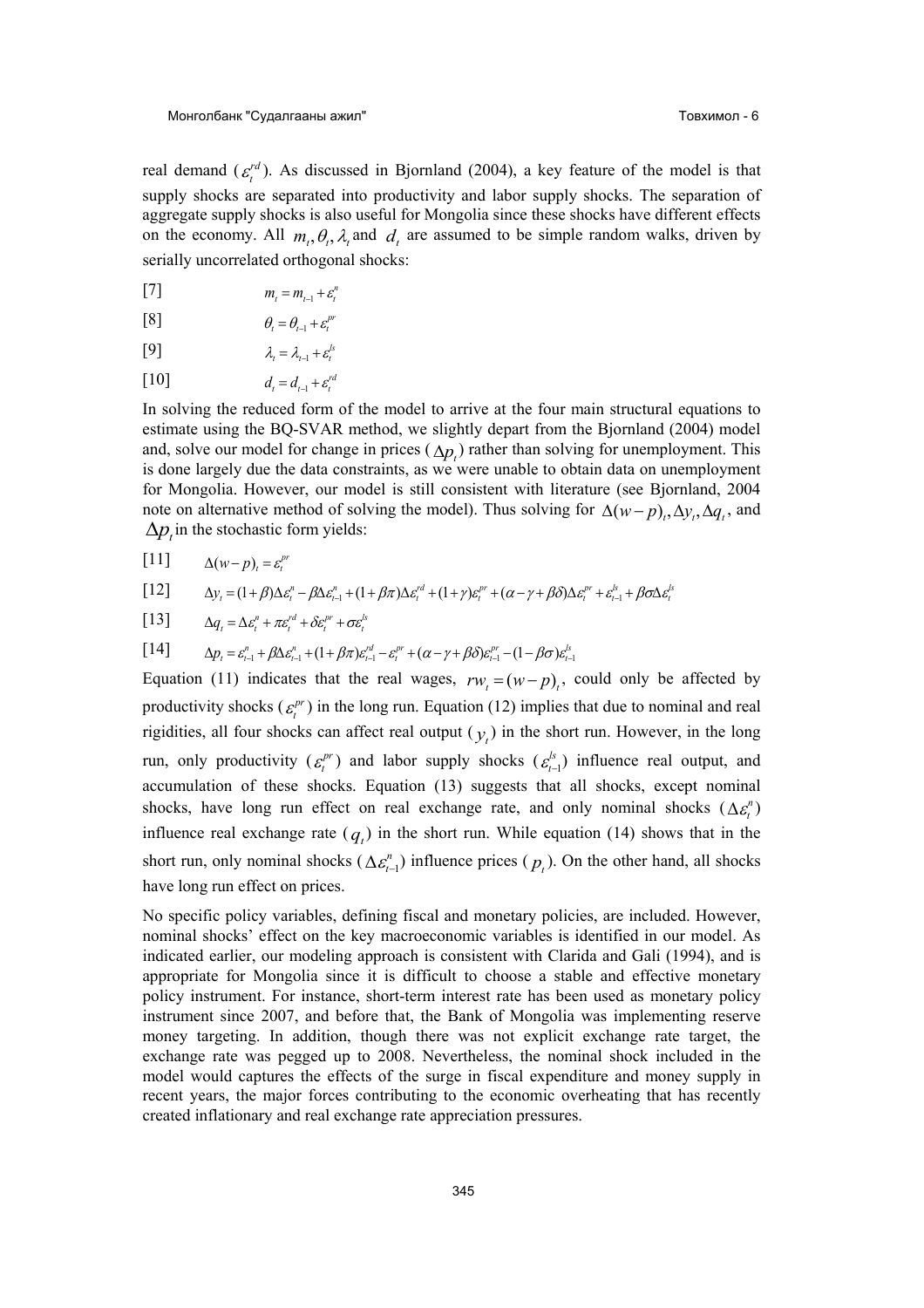real demand ($\varepsilon_t^{rd}$). As discussed in Bjornland (2004), a key feature of the model is that supply shocks are separated into productivity and labor supply shocks. The separation of aggregate supply shocks is also useful for Mongolia since these shocks have different effects on the economy. All $m_t, \theta_t, \lambda_t$ and $d_t$ are assumed to be simple random walks, driven by serially uncorrelated orthogonal shocks:

[7] $$m_t = m_{t-1} + \varepsilon_t^n$$

[8] $$\theta_t = \theta_{t-1} + \varepsilon_t^{pr}$$

[9] $$\lambda_t = \lambda_{t-1} + \varepsilon_t^{ls}$$

[10] $$d_t = d_{t-1} + \varepsilon_t^{rd}$$

In solving the reduced form of the model to arrive at the four main structural equations to estimate using the BQ-SVAR method, we slightly depart from the Bjornland (2004) model and, solve our model for change in prices ($\Delta p_t$) rather than solving for unemployment. This is done largely due the data constraints, as we were unable to obtain data on unemployment for Mongolia. However, our model is still consistent with literature (see Bjornland, 2004 note on alternative method of solving the model). Thus solving for $\Delta(w-p)_t, \Delta y_t, \Delta q_t$, and $\Delta p_t$ in the stochastic form yields:

[11] $$\Delta(w-p)_t = \varepsilon_t^{pr}$$

[12] $$\Delta y_t = (1+\beta)\Delta\varepsilon_t^n - \beta\Delta\varepsilon_{t-1}^n + (1+\beta\pi)\Delta\varepsilon_t^{rd} + (1+\gamma)\varepsilon_t^{pr} + (\alpha-\gamma+\beta\delta)\Delta\varepsilon_t^{pr} + \varepsilon_{t-1}^{ls} + \beta\sigma\Delta\varepsilon_t^{ls}$$

[13] $$\Delta q_t = \Delta\varepsilon_t^n + \pi\varepsilon_t^{rd} + \delta\varepsilon_t^{pr} + \sigma\varepsilon_t^{ls}$$

[14] $$\Delta p_t = \varepsilon_{t-1}^n + \beta\Delta\varepsilon_{t-1}^n + (1+\beta\pi)\varepsilon_{t-1}^{rd} - \varepsilon_t^{pr} + (\alpha-\gamma+\beta\delta)\varepsilon_{t-1}^{pr} - (1-\beta\sigma)\varepsilon_{t-1}^{ls}$$

Equation (11) indicates that the real wages, $rw_t = (w-p)_t$, could only be affected by productivity shocks ($\varepsilon_t^{pr}$) in the long run. Equation (12) implies that due to nominal and real rigidities, all four shocks can affect real output ($y_t$) in the short run. However, in the long run, only productivity ($\varepsilon_t^{pr}$) and labor supply shocks ($\varepsilon_{t-1}^{ls}$) influence real output, and accumulation of these shocks. Equation (13) suggests that all shocks, except nominal shocks, have long run effect on real exchange rate, and only nominal shocks ($\Delta\varepsilon_t^n$) influence real exchange rate ($q_t$) in the short run. While equation (14) shows that in the short run, only nominal shocks ($\Delta\varepsilon_{t-1}^n$) influence prices ($p_t$). On the other hand, all shocks have long run effect on prices.

No specific policy variables, defining fiscal and monetary policies, are included. However, nominal shocks' effect on the key macroeconomic variables is identified in our model. As indicated earlier, our modeling approach is consistent with Clarida and Gali (1994), and is appropriate for Mongolia since it is difficult to choose a stable and effective monetary policy instrument. For instance, short-term interest rate has been used as monetary policy instrument since 2007, and before that, the Bank of Mongolia was implementing reserve money targeting. In addition, though there was not explicit exchange rate target, the exchange rate was pegged up to 2008. Nevertheless, the nominal shock included in the model would captures the effects of the surge in fiscal expenditure and money supply in recent years, the major forces contributing to the economic overheating that has recently created inflationary and real exchange rate appreciation pressures.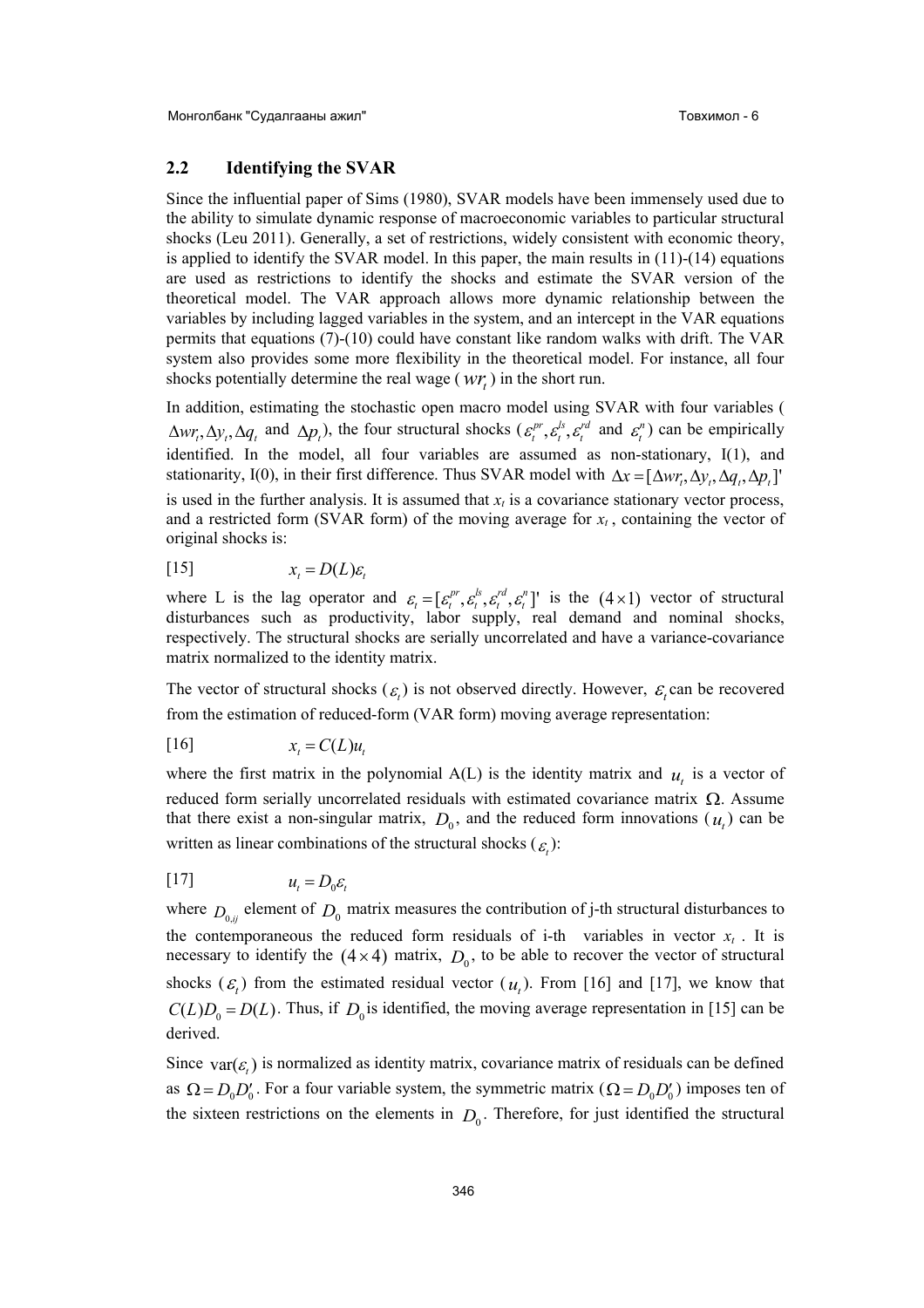## 2.2 Identifying the SVAR

Since the influential paper of Sims (1980), SVAR models have been immensely used due to the ability to simulate dynamic response of macroeconomic variables to particular structural shocks (Leu 2011). Generally, a set of restrictions, widely consistent with economic theory, is applied to identify the SVAR model. In this paper, the main results in (11)-(14) equations are used as restrictions to identify the shocks and estimate the SVAR version of the theoretical model. The VAR approach allows more dynamic relationship between the variables by including lagged variables in the system, and an intercept in the VAR equations permits that equations (7)-(10) could have constant like random walks with drift. The VAR system also provides some more flexibility in the theoretical model. For instance, all four shocks potentially determine the real wage ($wr_t$) in the short run.

In addition, estimating the stochastic open macro model using SVAR with four variables ($\Delta wr_t, \Delta y_t, \Delta q_t$ and $\Delta p_t$), the four structural shocks ($\varepsilon_t^{pr}, \varepsilon_t^{ls}, \varepsilon_t^{rd}$ and $\varepsilon_t^{n}$) can be empirically identified. In the model, all four variables are assumed as non-stationary, I(1), and stationarity, I(0), in their first difference. Thus SVAR model with $\Delta x = [\Delta wr_t, \Delta y_t, \Delta q_t, \Delta p_t]'$ is used in the further analysis. It is assumed that $x_t$ is a covariance stationary vector process, and a restricted form (SVAR form) of the moving average for $x_t$, containing the vector of original shocks is:

$$x_t = D(L)\varepsilon_t \tag{15}$$

where L is the lag operator and $\varepsilon_t = [\varepsilon_t^{pr}, \varepsilon_t^{ls}, \varepsilon_t^{rd}, \varepsilon_t^{n}]'$ is the $(4 \times 1)$ vector of structural disturbances such as productivity, labor supply, real demand and nominal shocks, respectively. The structural shocks are serially uncorrelated and have a variance-covariance matrix normalized to the identity matrix.

The vector of structural shocks ($\varepsilon_t$) is not observed directly. However, $\varepsilon_t$ can be recovered from the estimation of reduced-form (VAR form) moving average representation:

$$x_t = C(L)u_t \tag{16}$$

where the first matrix in the polynomial A(L) is the identity matrix and $u_t$ is a vector of reduced form serially uncorrelated residuals with estimated covariance matrix $\Omega$. Assume that there exist a non-singular matrix, $D_0$, and the reduced form innovations ($u_t$) can be written as linear combinations of the structural shocks ($\varepsilon_t$):

$$u_t = D_0\varepsilon_t \tag{17}$$

where $D_{0,ij}$ element of $D_0$ matrix measures the contribution of j-th structural disturbances to the contemporaneous the reduced form residuals of i-th variables in vector $x_t$. It is necessary to identify the $(4 \times 4)$ matrix, $D_0$, to be able to recover the vector of structural shocks ($\varepsilon_t$) from the estimated residual vector ($u_t$). From [16] and [17], we know that $C(L)D_0 = D(L)$. Thus, if $D_0$ is identified, the moving average representation in [15] can be derived.

Since $\text{var}(\varepsilon_t)$ is normalized as identity matrix, covariance matrix of residuals can be defined as $\Omega = D_0 D_0'$. For a four variable system, the symmetric matrix ($\Omega = D_0 D_0'$) imposes ten of the sixteen restrictions on the elements in $D_0$. Therefore, for just identified the structural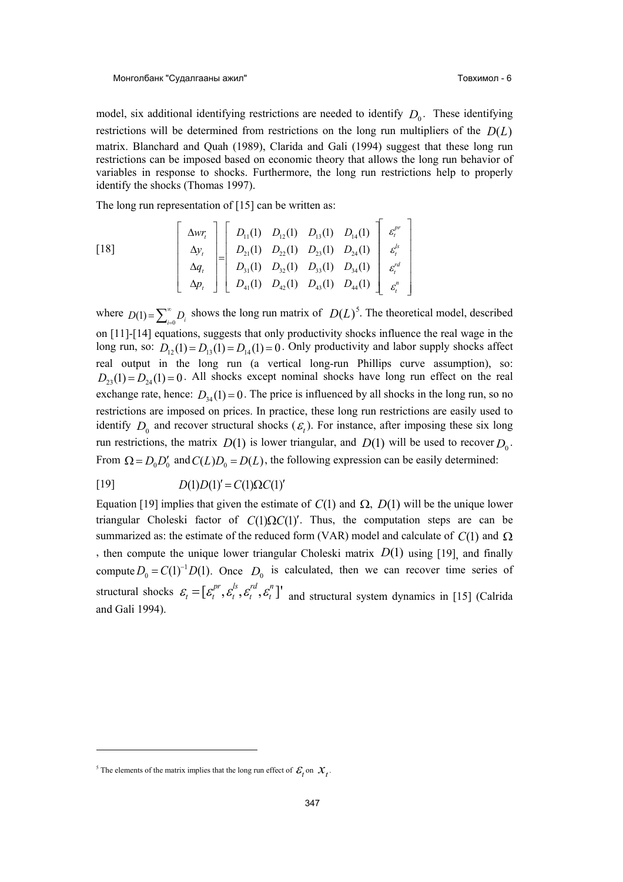model, six additional identifying restrictions are needed to identify $D_0$. These identifying restrictions will be determined from restrictions on the long run multipliers of the $D(L)$ matrix. Blanchard and Quah (1989), Clarida and Gali (1994) suggest that these long run restrictions can be imposed based on economic theory that allows the long run behavior of variables in response to shocks. Furthermore, the long run restrictions help to properly identify the shocks (Thomas 1997).

The long run representation of [15] can be written as:

$$
[18] \qquad \begin{bmatrix} \Delta wr_t \\ \Delta y_t \\ \Delta q_t \\ \Delta p_t \end{bmatrix} = \begin{bmatrix} D_{11}(1) & D_{12}(1) & D_{13}(1) & D_{14}(1) \\ D_{21}(1) & D_{22}(1) & D_{23}(1) & D_{24}(1) \\ D_{31}(1) & D_{32}(1) & D_{33}(1) & D_{34}(1) \\ D_{41}(1) & D_{42}(1) & D_{43}(1) & D_{44}(1) \end{bmatrix} \begin{bmatrix} \varepsilon_t^{pr} \\ \varepsilon_t^{ls} \\ \varepsilon_t^{rd} \\ \varepsilon_t^{n} \end{bmatrix}
$$

where $D(1) = \sum_{i=0}^{\infty} D_i$ shows the long run matrix of $D(L)$[5]. The theoretical model, described on [11]-[14] equations, suggests that only productivity shocks influence the real wage in the long run, so: $D_{12}(1) = D_{13}(1) = D_{14}(1) = 0$. Only productivity and labor supply shocks affect real output in the long run (a vertical long-run Phillips curve assumption), so: $D_{23}(1) = D_{24}(1) = 0$. All shocks except nominal shocks have long run effect on the real exchange rate, hence: $D_{34}(1) = 0$. The price is influenced by all shocks in the long run, so no restrictions are imposed on prices. In practice, these long run restrictions are easily used to identify $D_0$ and recover structural shocks ($\varepsilon_t$). For instance, after imposing these six long run restrictions, the matrix $D(1)$ is lower triangular, and $D(1)$ will be used to recover $D_0$. From $\Omega = D_0 D_0'$ and $C(L)D_0 = D(L)$, the following expression can be easily determined:

$$
[19] \qquad D(1)D(1)' = C(1)\Omega C(1)'
$$

Equation [19] implies that given the estimate of $C(1)$ and $\Omega$, $D(1)$ will be the unique lower triangular Choleski factor of $C(1)\Omega C(1)'$. Thus, the computation steps are can be summarized as: the estimate of the reduced form (VAR) model and calculate of $C(1)$ and $\Omega$, then compute the unique lower triangular Choleski matrix $D(1)$ using [19], and finally compute $D_0 = C(1)^{-1} D(1)$. Once $D_0$ is calculated, then we can recover time series of structural shocks $\varepsilon_t = [\varepsilon_t^{pr}, \varepsilon_t^{ls}, \varepsilon_t^{rd}, \varepsilon_t^{n}]'$ and structural system dynamics in [15] (Calrida and Gali 1994).

[5] The elements of the matrix implies that the long run effect of $\varepsilon_t$ on $x_t$.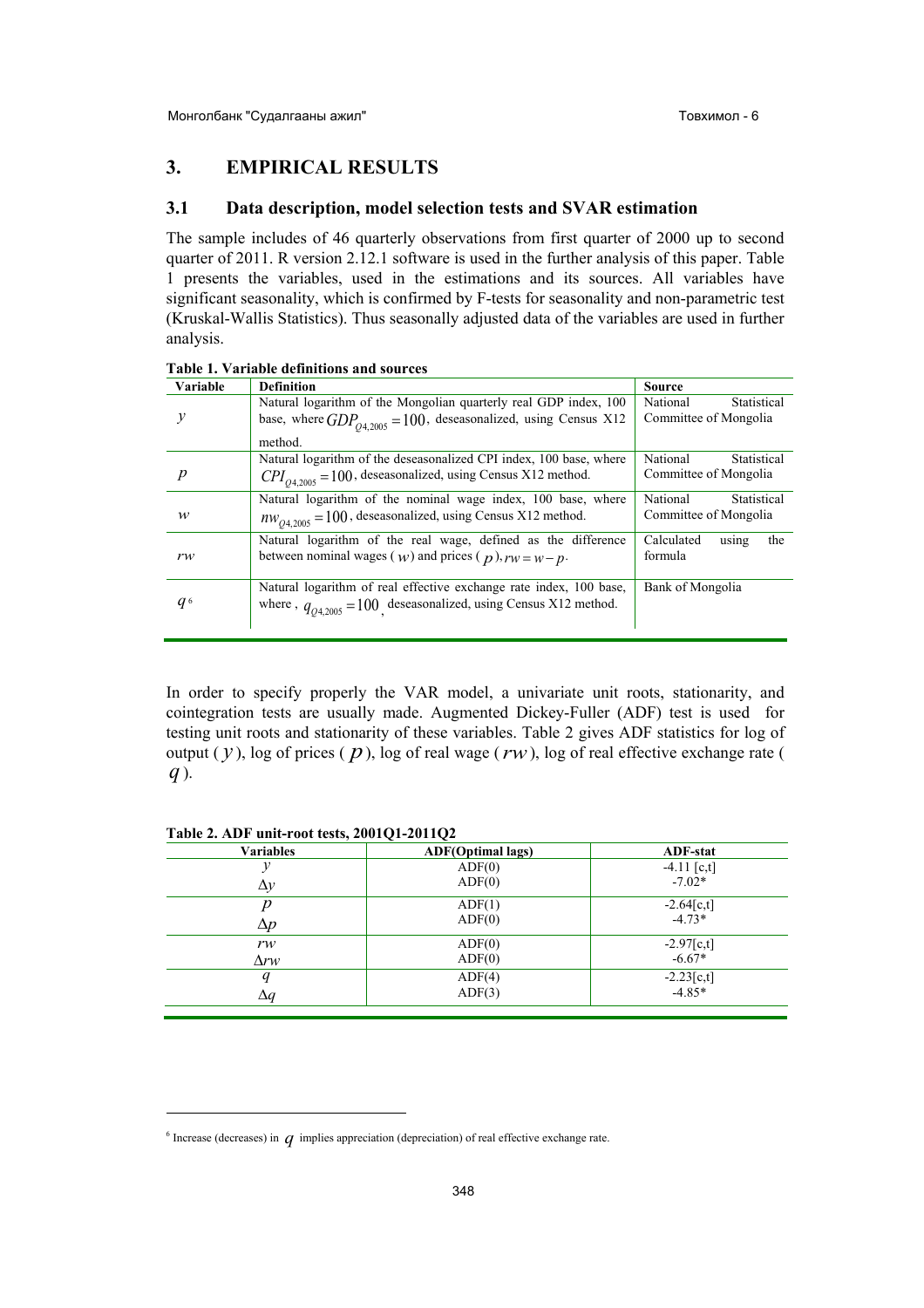## 3. EMPIRICAL RESULTS

### 3.1 Data description, model selection tests and SVAR estimation

The sample includes of 46 quarterly observations from first quarter of 2000 up to second quarter of 2011. R version 2.12.1 software is used in the further analysis of this paper. Table 1 presents the variables, used in the estimations and its sources. All variables have significant seasonality, which is confirmed by F-tests for seasonality and non-parametric test (Kruskal-Wallis Statistics). Thus seasonally adjusted data of the variables are used in further analysis.

**Table 1. Variable definitions and sources**

| Variable | Definition | Source |
|---|---|---|
| $y$ | Natural logarithm of the Mongolian quarterly real GDP index, 100 base, where $GDP_{Q4,2005} = 100$, deseasonalized, using Census X12 method. | National Statistical Committee of Mongolia |
| $p$ | Natural logarithm of the deseasonalized CPI index, 100 base, where $CPI_{Q4,2005} = 100$, deseasonalized, using Census X12 method. | National Statistical Committee of Mongolia |
| $w$ | Natural logarithm of the nominal wage index, 100 base, where $nw_{Q4,2005} = 100$, deseasonalized, using Census X12 method. | National Statistical Committee of Mongolia |
| $rw$ | Natural logarithm of the real wage, defined as the difference between nominal wages ( $w$) and prices ( $p$), $rw = w - p$. | Calculated using the formula |
| $q$[6] | Natural logarithm of real effective exchange rate index, 100 base, where , $q_{Q4,2005} = 100$, deseasonalized, using Census X12 method. | Bank of Mongolia |

In order to specify properly the VAR model, a univariate unit roots, stationarity, and cointegration tests are usually made. Augmented Dickey-Fuller (ADF) test is used for testing unit roots and stationarity of these variables. Table 2 gives ADF statistics for log of output ( $y$), log of prices ( $p$), log of real wage ( $rw$), log of real effective exchange rate ( $q$).

**Table 2. ADF unit-root tests, 2001Q1-2011Q2**

| Variables | ADF(Optimal lags) | ADF-stat |
|---|---|---|
| $y$ | ADF(0) | -4.11 [c,t] |
| $\Delta y$ | ADF(0) | -7.02* |
| $p$ | ADF(1) | -2.64[c,t] |
| $\Delta p$ | ADF(0) | -4.73* |
| $rw$ | ADF(0) | -2.97[c,t] |
| $\Delta rw$ | ADF(0) | -6.67* |
| $q$ | ADF(4) | -2.23[c,t] |
| $\Delta q$ | ADF(3) | -4.85* |

[6] Increase (decreases) in $q$ implies appreciation (depreciation) of real effective exchange rate.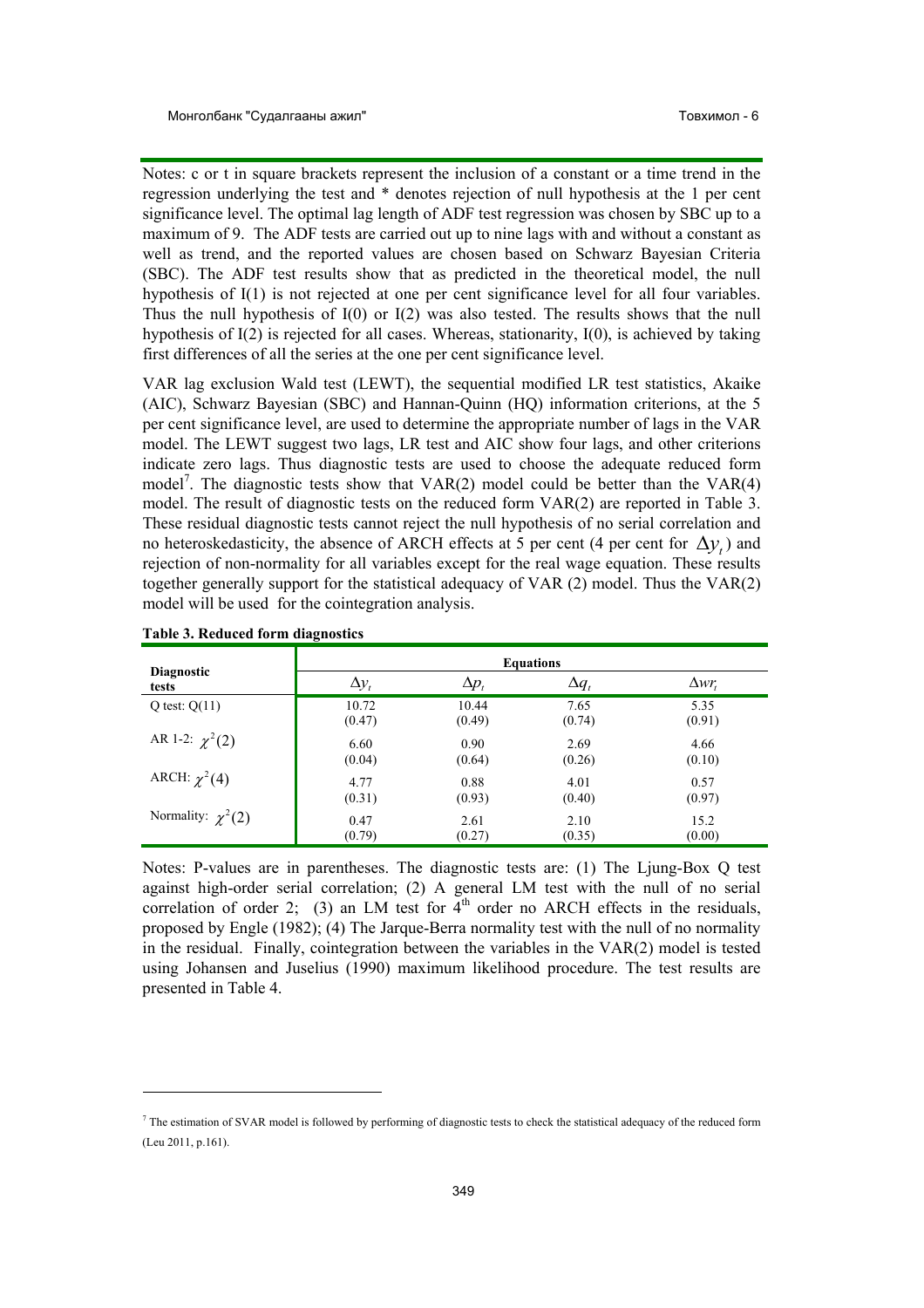Notes: c or t in square brackets represent the inclusion of a constant or a time trend in the regression underlying the test and * denotes rejection of null hypothesis at the 1 per cent significance level. The optimal lag length of ADF test regression was chosen by SBC up to a maximum of 9. The ADF tests are carried out up to nine lags with and without a constant as well as trend, and the reported values are chosen based on Schwarz Bayesian Criteria (SBC). The ADF test results show that as predicted in the theoretical model, the null hypothesis of I(1) is not rejected at one per cent significance level for all four variables. Thus the null hypothesis of I(0) or I(2) was also tested. The results shows that the null hypothesis of I(2) is rejected for all cases. Whereas, stationarity, I(0), is achieved by taking first differences of all the series at the one per cent significance level.

VAR lag exclusion Wald test (LEWT), the sequential modified LR test statistics, Akaike (AIC), Schwarz Bayesian (SBC) and Hannan-Quinn (HQ) information criterions, at the 5 per cent significance level, are used to determine the appropriate number of lags in the VAR model. The LEWT suggest two lags, LR test and AIC show four lags, and other criterions indicate zero lags. Thus diagnostic tests are used to choose the adequate reduced form model[7]. The diagnostic tests show that VAR(2) model could be better than the VAR(4) model. The result of diagnostic tests on the reduced form VAR(2) are reported in Table 3. These residual diagnostic tests cannot reject the null hypothesis of no serial correlation and no heteroskedasticity, the absence of ARCH effects at 5 per cent (4 per cent for $\Delta y_t$) and rejection of non-normality for all variables except for the real wage equation. These results together generally support for the statistical adequacy of VAR (2) model. Thus the VAR(2) model will be used for the cointegration analysis.

**Table 3. Reduced form diagnostics**

| Diagnostic tests | Equations | | | |
|---|---|---|---|---|
| | $\Delta y_t$ | $\Delta p_t$ | $\Delta q_t$ | $\Delta wr_t$ |
| Q test: Q(11) | 10.72<br>(0.47) | 10.44<br>(0.49) | 7.65<br>(0.74) | 5.35<br>(0.91) |
| AR 1-2: $\chi^2(2)$ | 6.60<br>(0.04) | 0.90<br>(0.64) | 2.69<br>(0.26) | 4.66<br>(0.10) |
| ARCH: $\chi^2(4)$ | 4.77<br>(0.31) | 0.88<br>(0.93) | 4.01<br>(0.40) | 0.57<br>(0.97) |
| Normality: $\chi^2(2)$ | 0.47<br>(0.79) | 2.61<br>(0.27) | 2.10<br>(0.35) | 15.2<br>(0.00) |

Notes: P-values are in parentheses. The diagnostic tests are: (1) The Ljung-Box Q test against high-order serial correlation; (2) A general LM test with the null of no serial correlation of order 2; (3) an LM test for 4[th] order no ARCH effects in the residuals, proposed by Engle (1982); (4) The Jarque-Berra normality test with the null of no normality in the residual. Finally, cointegration between the variables in the VAR(2) model is tested using Johansen and Juselius (1990) maximum likelihood procedure. The test results are presented in Table 4.

[7] The estimation of SVAR model is followed by performing of diagnostic tests to check the statistical adequacy of the reduced form (Leu 2011, p.161).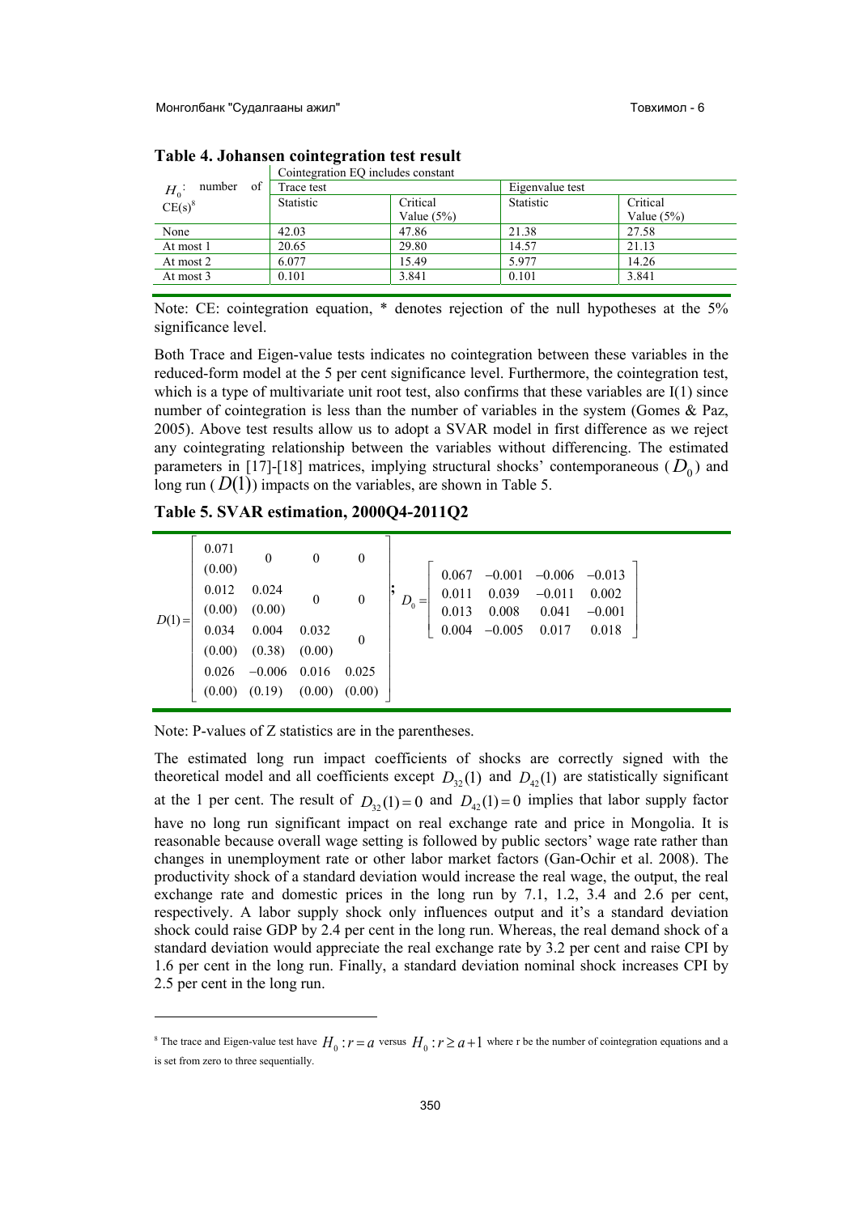**Table 4. Johansen cointegration test result**

| $H_0$: number of CE(s)[8] | Cointegration EQ includes constant | | | |
|---|---|---|---|---|
| | Trace test | | Eigenvalue test | |
| | Statistic | Critical Value (5%) | Statistic | Critical Value (5%) |
| None | 42.03 | 47.86 | 21.38 | 27.58 |
| At most 1 | 20.65 | 29.80 | 14.57 | 21.13 |
| At most 2 | 6.077 | 15.49 | 5.977 | 14.26 |
| At most 3 | 0.101 | 3.841 | 0.101 | 3.841 |

Note: CE: cointegration equation, * denotes rejection of the null hypotheses at the 5% significance level.

Both Trace and Eigen-value tests indicates no cointegration between these variables in the reduced-form model at the 5 per cent significance level. Furthermore, the cointegration test, which is a type of multivariate unit root test, also confirms that these variables are I(1) since number of cointegration is less than the number of variables in the system (Gomes & Paz, 2005). Above test results allow us to adopt a SVAR model in first difference as we reject any cointegrating relationship between the variables without differencing. The estimated parameters in [17]-[18] matrices, implying structural shocks' contemporaneous ($D_0$) and long run ($D(1)$) impacts on the variables, are shown in Table 5.

**Table 5. SVAR estimation, 2000Q4-2011Q2**

$$
D(1)=\begin{bmatrix} \underset{(0.00)}{0.071} & 0 & 0 & 0 \\ \underset{(0.00)}{0.012} & \underset{(0.00)}{0.024} & 0 & 0 \\ \underset{(0.00)}{0.034} & \underset{(0.38)}{0.004} & \underset{(0.00)}{0.032} & 0 \\ \underset{(0.00)}{0.026} & \underset{(0.19)}{-0.006} & \underset{(0.00)}{0.016} & \underset{(0.00)}{0.025} \end{bmatrix}; \quad D_0=\begin{bmatrix} 0.067 & -0.001 & -0.006 & -0.013 \\ 0.011 & 0.039 & -0.011 & 0.002 \\ 0.013 & 0.008 & 0.041 & -0.001 \\ 0.004 & -0.005 & 0.017 & 0.018 \end{bmatrix}
$$

Note: P-values of Z statistics are in the parentheses.

The estimated long run impact coefficients of shocks are correctly signed with the theoretical model and all coefficients except $D_{32}(1)$ and $D_{42}(1)$ are statistically significant at the 1 per cent. The result of $D_{32}(1)=0$ and $D_{42}(1)=0$ implies that labor supply factor have no long run significant impact on real exchange rate and price in Mongolia. It is reasonable because overall wage setting is followed by public sectors' wage rate rather than changes in unemployment rate or other labor market factors (Gan-Ochir et al. 2008). The productivity shock of a standard deviation would increase the real wage, the output, the real exchange rate and domestic prices in the long run by 7.1, 1.2, 3.4 and 2.6 per cent, respectively. A labor supply shock only influences output and it's a standard deviation shock could raise GDP by 2.4 per cent in the long run. Whereas, the real demand shock of a standard deviation would appreciate the real exchange rate by 3.2 per cent and raise CPI by 1.6 per cent in the long run. Finally, a standard deviation nominal shock increases CPI by 2.5 per cent in the long run.

[8] The trace and Eigen-value test have $H_0: r = a$ versus $H_0: r \geq a+1$ where r be the number of cointegration equations and a is set from zero to three sequentially.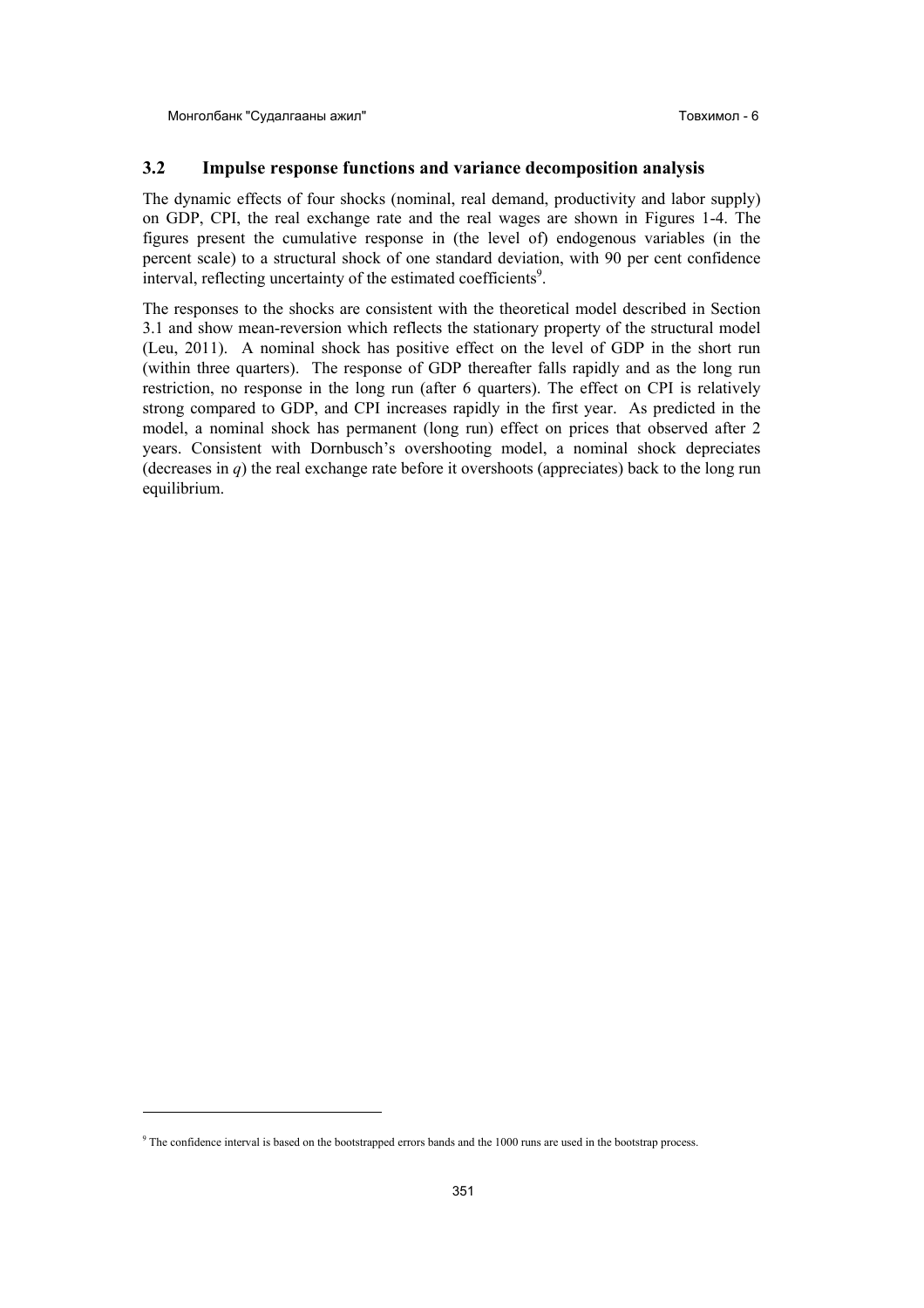### 3.2 Impulse response functions and variance decomposition analysis

The dynamic effects of four shocks (nominal, real demand, productivity and labor supply) on GDP, CPI, the real exchange rate and the real wages are shown in Figures 1-4. The figures present the cumulative response in (the level of) endogenous variables (in the percent scale) to a structural shock of one standard deviation, with 90 per cent confidence interval, reflecting uncertainty of the estimated coefficients[9].

The responses to the shocks are consistent with the theoretical model described in Section 3.1 and show mean-reversion which reflects the stationary property of the structural model (Leu, 2011). A nominal shock has positive effect on the level of GDP in the short run (within three quarters). The response of GDP thereafter falls rapidly and as the long run restriction, no response in the long run (after 6 quarters). The effect on CPI is relatively strong compared to GDP, and CPI increases rapidly in the first year. As predicted in the model, a nominal shock has permanent (long run) effect on prices that observed after 2 years. Consistent with Dornbusch's overshooting model, a nominal shock depreciates (decreases in $q$) the real exchange rate before it overshoots (appreciates) back to the long run equilibrium.

[9] The confidence interval is based on the bootstrapped errors bands and the 1000 runs are used in the bootstrap process.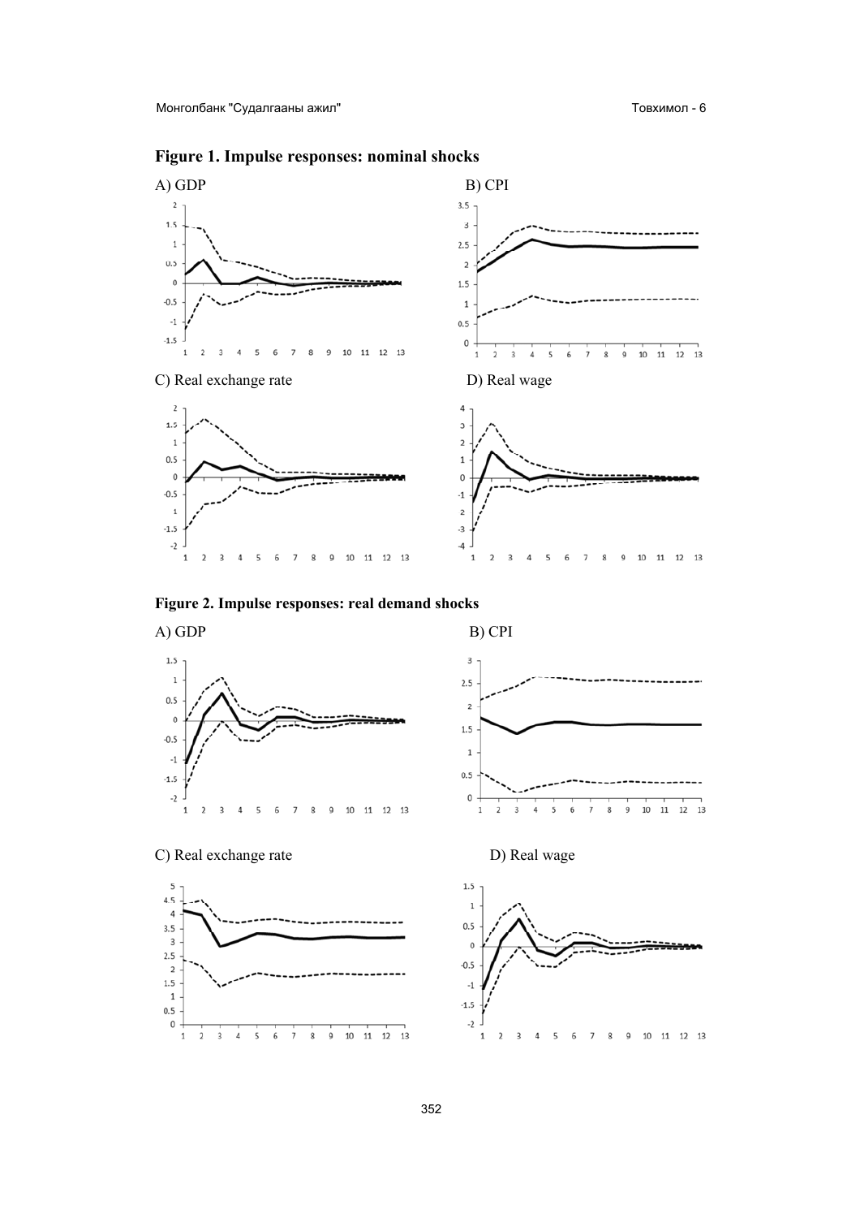**Figure 1. Impulse responses: nominal shocks**

A) GDP

B) CPI

C) Real exchange rate

D) Real wage

**Figure 2. Impulse responses: real demand shocks**

A) GDP

B) CPI

C) Real exchange rate

D) Real wage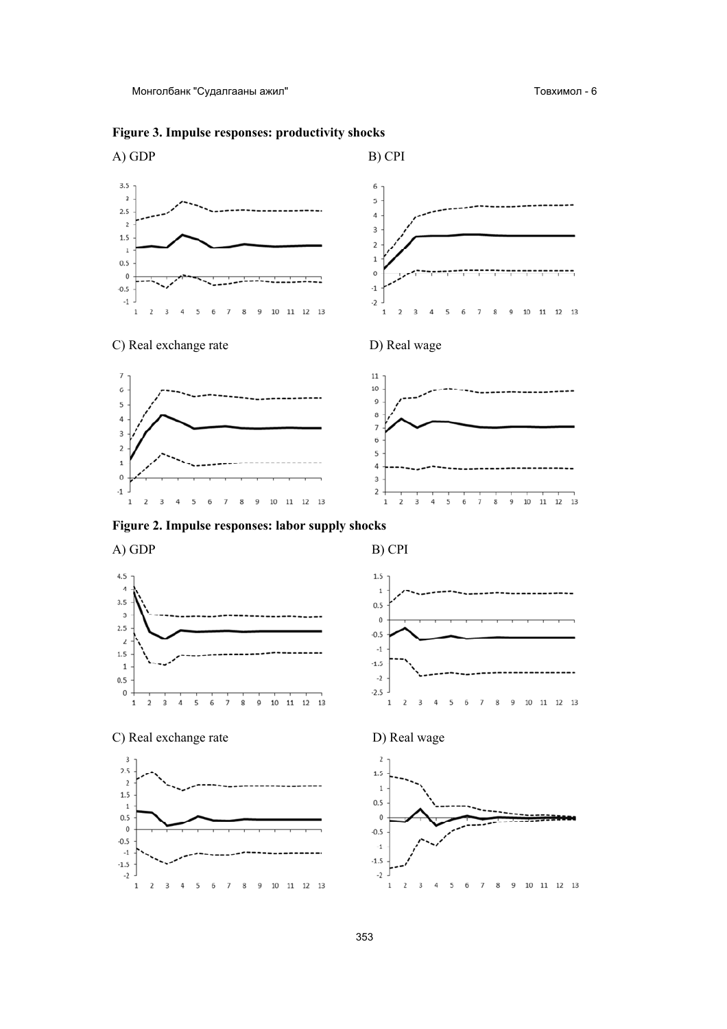**Figure 3. Impulse responses: productivity shocks**

A) GDP

B) CPI

C) Real exchange rate

D) Real wage

**Figure 2. Impulse responses: labor supply shocks**

A) GDP

B) CPI

C) Real exchange rate

D) Real wage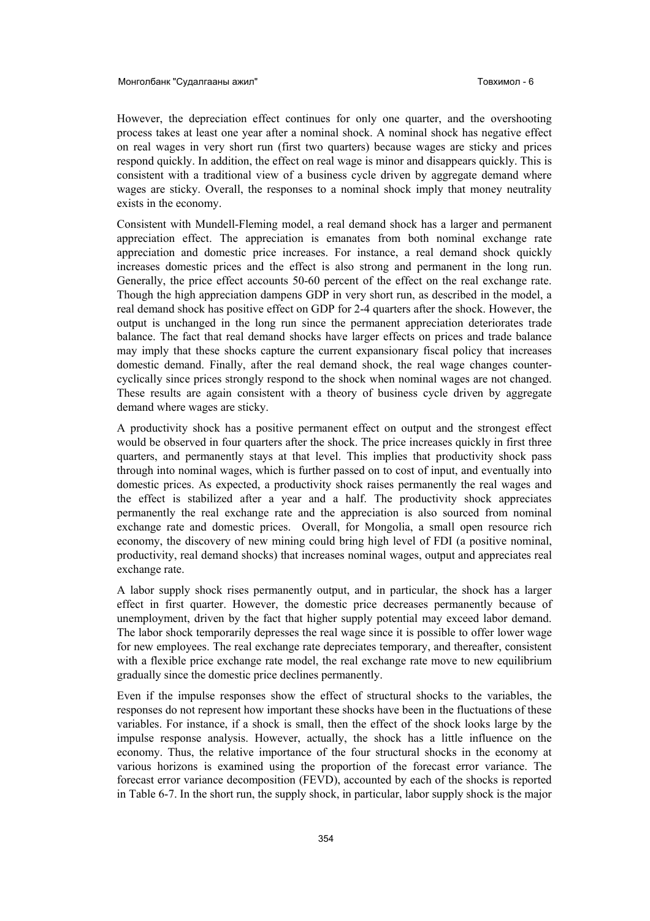However, the depreciation effect continues for only one quarter, and the overshooting process takes at least one year after a nominal shock. A nominal shock has negative effect on real wages in very short run (first two quarters) because wages are sticky and prices respond quickly. In addition, the effect on real wage is minor and disappears quickly. This is consistent with a traditional view of a business cycle driven by aggregate demand where wages are sticky. Overall, the responses to a nominal shock imply that money neutrality exists in the economy.

Consistent with Mundell-Fleming model, a real demand shock has a larger and permanent appreciation effect. The appreciation is emanates from both nominal exchange rate appreciation and domestic price increases. For instance, a real demand shock quickly increases domestic prices and the effect is also strong and permanent in the long run. Generally, the price effect accounts 50-60 percent of the effect on the real exchange rate. Though the high appreciation dampens GDP in very short run, as described in the model, a real demand shock has positive effect on GDP for 2-4 quarters after the shock. However, the output is unchanged in the long run since the permanent appreciation deteriorates trade balance. The fact that real demand shocks have larger effects on prices and trade balance may imply that these shocks capture the current expansionary fiscal policy that increases domestic demand. Finally, after the real demand shock, the real wage changes counter-cyclically since prices strongly respond to the shock when nominal wages are not changed. These results are again consistent with a theory of business cycle driven by aggregate demand where wages are sticky.

A productivity shock has a positive permanent effect on output and the strongest effect would be observed in four quarters after the shock. The price increases quickly in first three quarters, and permanently stays at that level. This implies that productivity shock pass through into nominal wages, which is further passed on to cost of input, and eventually into domestic prices. As expected, a productivity shock raises permanently the real wages and the effect is stabilized after a year and a half. The productivity shock appreciates permanently the real exchange rate and the appreciation is also sourced from nominal exchange rate and domestic prices. Overall, for Mongolia, a small open resource rich economy, the discovery of new mining could bring high level of FDI (a positive nominal, productivity, real demand shocks) that increases nominal wages, output and appreciates real exchange rate.

A labor supply shock rises permanently output, and in particular, the shock has a larger effect in first quarter. However, the domestic price decreases permanently because of unemployment, driven by the fact that higher supply potential may exceed labor demand. The labor shock temporarily depresses the real wage since it is possible to offer lower wage for new employees. The real exchange rate depreciates temporary, and thereafter, consistent with a flexible price exchange rate model, the real exchange rate move to new equilibrium gradually since the domestic price declines permanently.

Even if the impulse responses show the effect of structural shocks to the variables, the responses do not represent how important these shocks have been in the fluctuations of these variables. For instance, if a shock is small, then the effect of the shock looks large by the impulse response analysis. However, actually, the shock has a little influence on the economy. Thus, the relative importance of the four structural shocks in the economy at various horizons is examined using the proportion of the forecast error variance. The forecast error variance decomposition (FEVD), accounted by each of the shocks is reported in Table 6-7. In the short run, the supply shock, in particular, labor supply shock is the major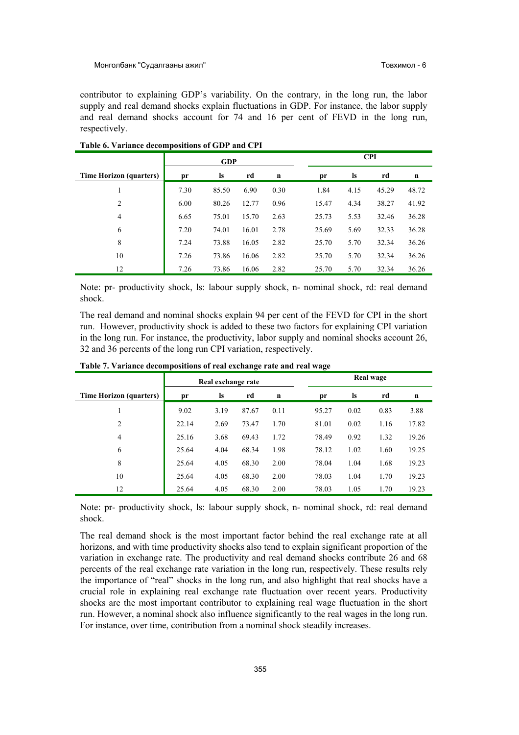contributor to explaining GDP's variability. On the contrary, in the long run, the labor supply and real demand shocks explain fluctuations in GDP. For instance, the labor supply and real demand shocks account for 74 and 16 per cent of FEVD in the long run, respectively.

**Table 6. Variance decompositions of GDP and CPI**

| | GDP | | | | CPI | | | |
|---|---|---|---|---|---|---|---|---|
| **Time Horizon (quarters)** | **pr** | **ls** | **rd** | **n** | **pr** | **ls** | **rd** | **n** |
| 1 | 7.30 | 85.50 | 6.90 | 0.30 | 1.84 | 4.15 | 45.29 | 48.72 |
| 2 | 6.00 | 80.26 | 12.77 | 0.96 | 15.47 | 4.34 | 38.27 | 41.92 |
| 4 | 6.65 | 75.01 | 15.70 | 2.63 | 25.73 | 5.53 | 32.46 | 36.28 |
| 6 | 7.20 | 74.01 | 16.01 | 2.78 | 25.69 | 5.69 | 32.33 | 36.28 |
| 8 | 7.24 | 73.88 | 16.05 | 2.82 | 25.70 | 5.70 | 32.34 | 36.26 |
| 10 | 7.26 | 73.86 | 16.06 | 2.82 | 25.70 | 5.70 | 32.34 | 36.26 |
| 12 | 7.26 | 73.86 | 16.06 | 2.82 | 25.70 | 5.70 | 32.34 | 36.26 |

Note: pr- productivity shock, ls: labour supply shock, n- nominal shock, rd: real demand shock.

The real demand and nominal shocks explain 94 per cent of the FEVD for CPI in the short run. However, productivity shock is added to these two factors for explaining CPI variation in the long run. For instance, the productivity, labor supply and nominal shocks account 26, 32 and 36 percents of the long run CPI variation, respectively.

**Table 7. Variance decompositions of real exchange rate and real wage**

| | Real exchange rate | | | | Real wage | | | |
|---|---|---|---|---|---|---|---|---|
| **Time Horizon (quarters)** | **pr** | **ls** | **rd** | **n** | **pr** | **ls** | **rd** | **n** |
| 1 | 9.02 | 3.19 | 87.67 | 0.11 | 95.27 | 0.02 | 0.83 | 3.88 |
| 2 | 22.14 | 2.69 | 73.47 | 1.70 | 81.01 | 0.02 | 1.16 | 17.82 |
| 4 | 25.16 | 3.68 | 69.43 | 1.72 | 78.49 | 0.92 | 1.32 | 19.26 |
| 6 | 25.64 | 4.04 | 68.34 | 1.98 | 78.12 | 1.02 | 1.60 | 19.25 |
| 8 | 25.64 | 4.05 | 68.30 | 2.00 | 78.04 | 1.04 | 1.68 | 19.23 |
| 10 | 25.64 | 4.05 | 68.30 | 2.00 | 78.03 | 1.04 | 1.70 | 19.23 |
| 12 | 25.64 | 4.05 | 68.30 | 2.00 | 78.03 | 1.05 | 1.70 | 19.23 |

Note: pr- productivity shock, ls: labour supply shock, n- nominal shock, rd: real demand shock.

The real demand shock is the most important factor behind the real exchange rate at all horizons, and with time productivity shocks also tend to explain significant proportion of the variation in exchange rate. The productivity and real demand shocks contribute 26 and 68 percents of the real exchange rate variation in the long run, respectively. These results rely the importance of "real" shocks in the long run, and also highlight that real shocks have a crucial role in explaining real exchange rate fluctuation over recent years. Productivity shocks are the most important contributor to explaining real wage fluctuation in the short run. However, a nominal shock also influence significantly to the real wages in the long run. For instance, over time, contribution from a nominal shock steadily increases.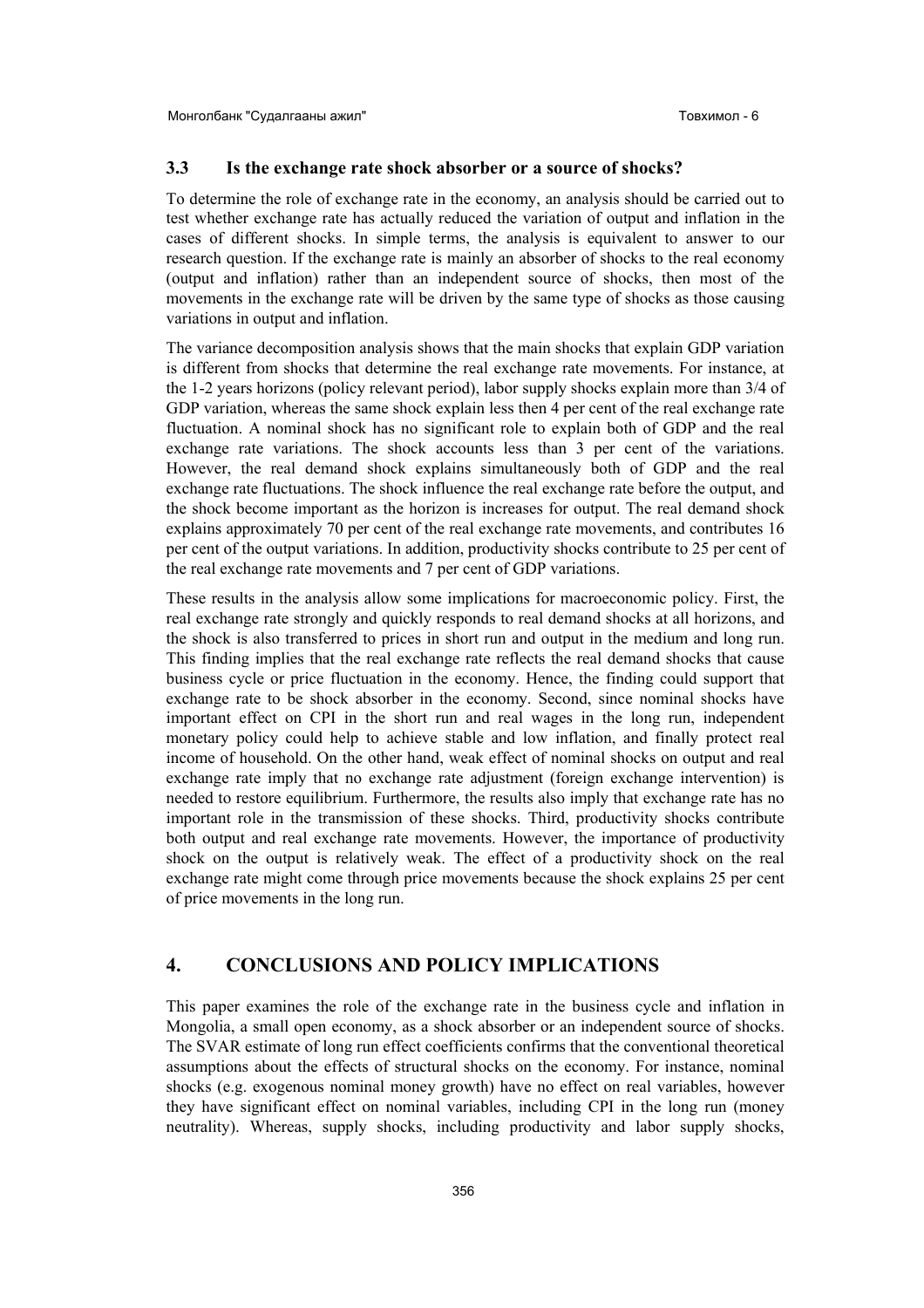### 3.3 Is the exchange rate shock absorber or a source of shocks?

To determine the role of exchange rate in the economy, an analysis should be carried out to test whether exchange rate has actually reduced the variation of output and inflation in the cases of different shocks. In simple terms, the analysis is equivalent to answer to our research question. If the exchange rate is mainly an absorber of shocks to the real economy (output and inflation) rather than an independent source of shocks, then most of the movements in the exchange rate will be driven by the same type of shocks as those causing variations in output and inflation.

The variance decomposition analysis shows that the main shocks that explain GDP variation is different from shocks that determine the real exchange rate movements. For instance, at the 1-2 years horizons (policy relevant period), labor supply shocks explain more than 3/4 of GDP variation, whereas the same shock explain less then 4 per cent of the real exchange rate fluctuation. A nominal shock has no significant role to explain both of GDP and the real exchange rate variations. The shock accounts less than 3 per cent of the variations. However, the real demand shock explains simultaneously both of GDP and the real exchange rate fluctuations. The shock influence the real exchange rate before the output, and the shock become important as the horizon is increases for output. The real demand shock explains approximately 70 per cent of the real exchange rate movements, and contributes 16 per cent of the output variations. In addition, productivity shocks contribute to 25 per cent of the real exchange rate movements and 7 per cent of GDP variations.

These results in the analysis allow some implications for macroeconomic policy. First, the real exchange rate strongly and quickly responds to real demand shocks at all horizons, and the shock is also transferred to prices in short run and output in the medium and long run. This finding implies that the real exchange rate reflects the real demand shocks that cause business cycle or price fluctuation in the economy. Hence, the finding could support that exchange rate to be shock absorber in the economy. Second, since nominal shocks have important effect on CPI in the short run and real wages in the long run, independent monetary policy could help to achieve stable and low inflation, and finally protect real income of household. On the other hand, weak effect of nominal shocks on output and real exchange rate imply that no exchange rate adjustment (foreign exchange intervention) is needed to restore equilibrium. Furthermore, the results also imply that exchange rate has no important role in the transmission of these shocks. Third, productivity shocks contribute both output and real exchange rate movements. However, the importance of productivity shock on the output is relatively weak. The effect of a productivity shock on the real exchange rate might come through price movements because the shock explains 25 per cent of price movements in the long run.

## 4. CONCLUSIONS AND POLICY IMPLICATIONS

This paper examines the role of the exchange rate in the business cycle and inflation in Mongolia, a small open economy, as a shock absorber or an independent source of shocks. The SVAR estimate of long run effect coefficients confirms that the conventional theoretical assumptions about the effects of structural shocks on the economy. For instance, nominal shocks (e.g. exogenous nominal money growth) have no effect on real variables, however they have significant effect on nominal variables, including CPI in the long run (money neutrality). Whereas, supply shocks, including productivity and labor supply shocks,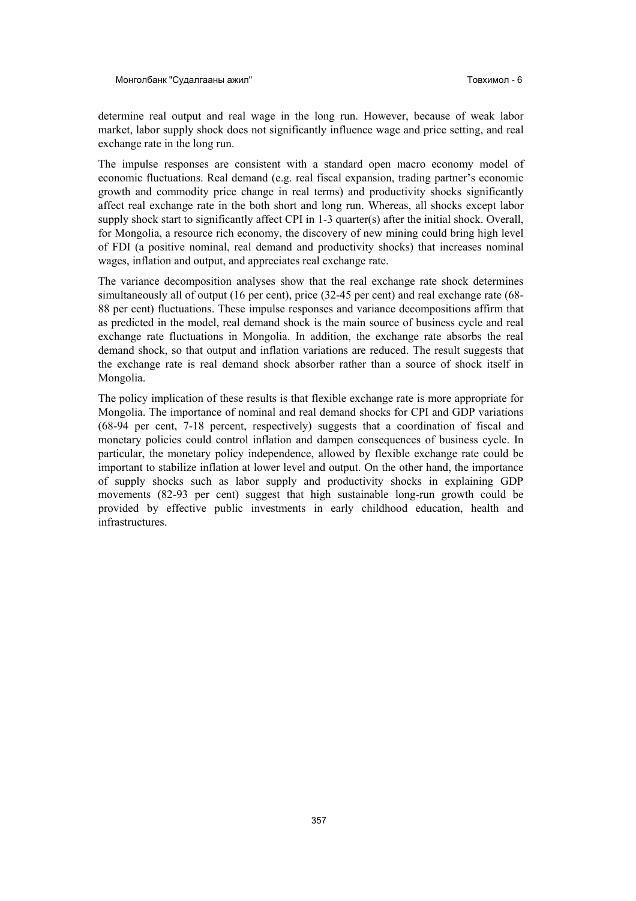determine real output and real wage in the long run. However, because of weak labor market, labor supply shock does not significantly influence wage and price setting, and real exchange rate in the long run.

The impulse responses are consistent with a standard open macro economy model of economic fluctuations. Real demand (e.g. real fiscal expansion, trading partner's economic growth and commodity price change in real terms) and productivity shocks significantly affect real exchange rate in the both short and long run. Whereas, all shocks except labor supply shock start to significantly affect CPI in 1-3 quarter(s) after the initial shock. Overall, for Mongolia, a resource rich economy, the discovery of new mining could bring high level of FDI (a positive nominal, real demand and productivity shocks) that increases nominal wages, inflation and output, and appreciates real exchange rate.

The variance decomposition analyses show that the real exchange rate shock determines simultaneously all of output (16 per cent), price (32-45 per cent) and real exchange rate (68-88 per cent) fluctuations. These impulse responses and variance decompositions affirm that as predicted in the model, real demand shock is the main source of business cycle and real exchange rate fluctuations in Mongolia. In addition, the exchange rate absorbs the real demand shock, so that output and inflation variations are reduced. The result suggests that the exchange rate is real demand shock absorber rather than a source of shock itself in Mongolia.

The policy implication of these results is that flexible exchange rate is more appropriate for Mongolia. The importance of nominal and real demand shocks for CPI and GDP variations (68-94 per cent, 7-18 percent, respectively) suggests that a coordination of fiscal and monetary policies could control inflation and dampen consequences of business cycle. In particular, the monetary policy independence, allowed by flexible exchange rate could be important to stabilize inflation at lower level and output. On the other hand, the importance of supply shocks such as labor supply and productivity shocks in explaining GDP movements (82-93 per cent) suggest that high sustainable long-run growth could be provided by effective public investments in early childhood education, health and infrastructures.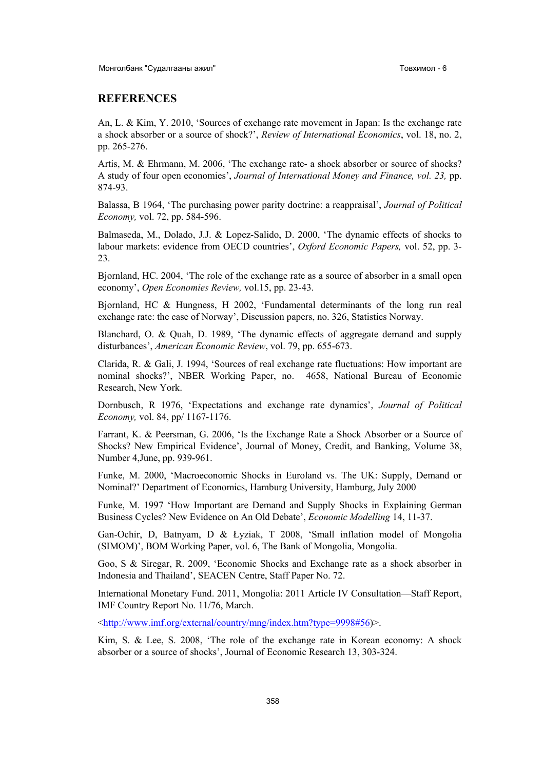## REFERENCES

An, L. & Kim, Y. 2010, 'Sources of exchange rate movement in Japan: Is the exchange rate a shock absorber or a source of shock?', *Review of International Economics*, vol. 18, no. 2, pp. 265-276.

Artis, M. & Ehrmann, M. 2006, 'The exchange rate- a shock absorber or source of shocks? A study of four open economies', *Journal of International Money and Finance, vol. 23,* pp. 874-93.

Balassa, B 1964, 'The purchasing power parity doctrine: a reappraisal', *Journal of Political Economy,* vol. 72, pp. 584-596.

Balmaseda, M., Dolado, J.J. & Lopez-Salido, D. 2000, 'The dynamic effects of shocks to labour markets: evidence from OECD countries', *Oxford Economic Papers,* vol. 52, pp. 3-23.

Bjornland, HC. 2004, 'The role of the exchange rate as a source of absorber in a small open economy', *Open Economies Review,* vol.15, pp. 23-43.

Bjornland, HC & Hungness, H 2002, 'Fundamental determinants of the long run real exchange rate: the case of Norway', Discussion papers, no. 326, Statistics Norway.

Blanchard, O. & Quah, D. 1989, 'The dynamic effects of aggregate demand and supply disturbances', *American Economic Review*, vol. 79, pp. 655-673.

Clarida, R. & Gali, J. 1994, 'Sources of real exchange rate fluctuations: How important are nominal shocks?', NBER Working Paper, no. 4658, National Bureau of Economic Research, New York.

Dornbusch, R 1976, 'Expectations and exchange rate dynamics', *Journal of Political Economy,* vol. 84, pp/ 1167-1176.

Farrant, K. & Peersman, G. 2006, 'Is the Exchange Rate a Shock Absorber or a Source of Shocks? New Empirical Evidence', Journal of Money, Credit, and Banking, Volume 38, Number 4,June, pp. 939-961.

Funke, M. 2000, 'Macroeconomic Shocks in Euroland vs. The UK: Supply, Demand or Nominal?' Department of Economics, Hamburg University, Hamburg, July 2000

Funke, M. 1997 'How Important are Demand and Supply Shocks in Explaining German Business Cycles? New Evidence on An Old Debate', *Economic Modelling* 14, 11-37.

Gan-Ochir, D, Batnyam, D & Łyziak, T 2008, 'Small inflation model of Mongolia (SIMOM)', BOM Working Paper, vol. 6, The Bank of Mongolia, Mongolia.

Goo, S & Siregar, R. 2009, 'Economic Shocks and Exchange rate as a shock absorber in Indonesia and Thailand', SEACEN Centre, Staff Paper No. 72.

International Monetary Fund. 2011, Mongolia: 2011 Article IV Consultation—Staff Report, IMF Country Report No. 11/76, March.

<http://www.imf.org/external/country/mng/index.htm?type=9998#56)>.

Kim, S. & Lee, S. 2008, 'The role of the exchange rate in Korean economy: A shock absorber or a source of shocks', Journal of Economic Research 13, 303-324.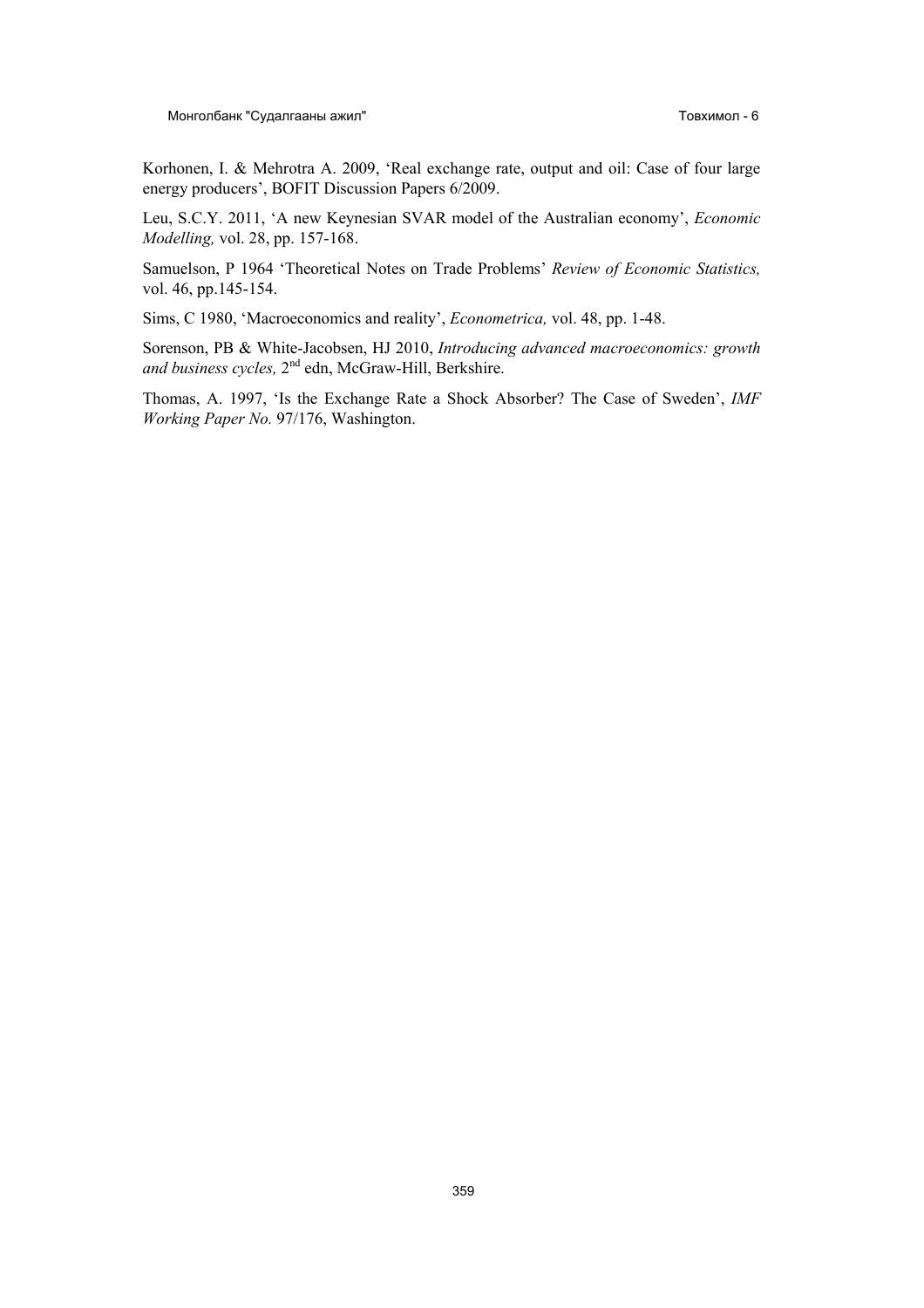Korhonen, I. & Mehrotra A. 2009, 'Real exchange rate, output and oil: Case of four large energy producers', BOFIT Discussion Papers 6/2009.

Leu, S.C.Y. 2011, 'A new Keynesian SVAR model of the Australian economy', *Economic Modelling,* vol. 28, pp. 157-168.

Samuelson, P 1964 'Theoretical Notes on Trade Problems' *Review of Economic Statistics,* vol. 46, pp.145-154.

Sims, C 1980, 'Macroeconomics and reality', *Econometrica,* vol. 48, pp. 1-48.

Sorenson, PB & White-Jacobsen, HJ 2010, *Introducing advanced macroeconomics: growth and business cycles,* 2nd edn, McGraw-Hill, Berkshire.

Thomas, A. 1997, 'Is the Exchange Rate a Shock Absorber? The Case of Sweden', *IMF Working Paper No.* 97/176, Washington.